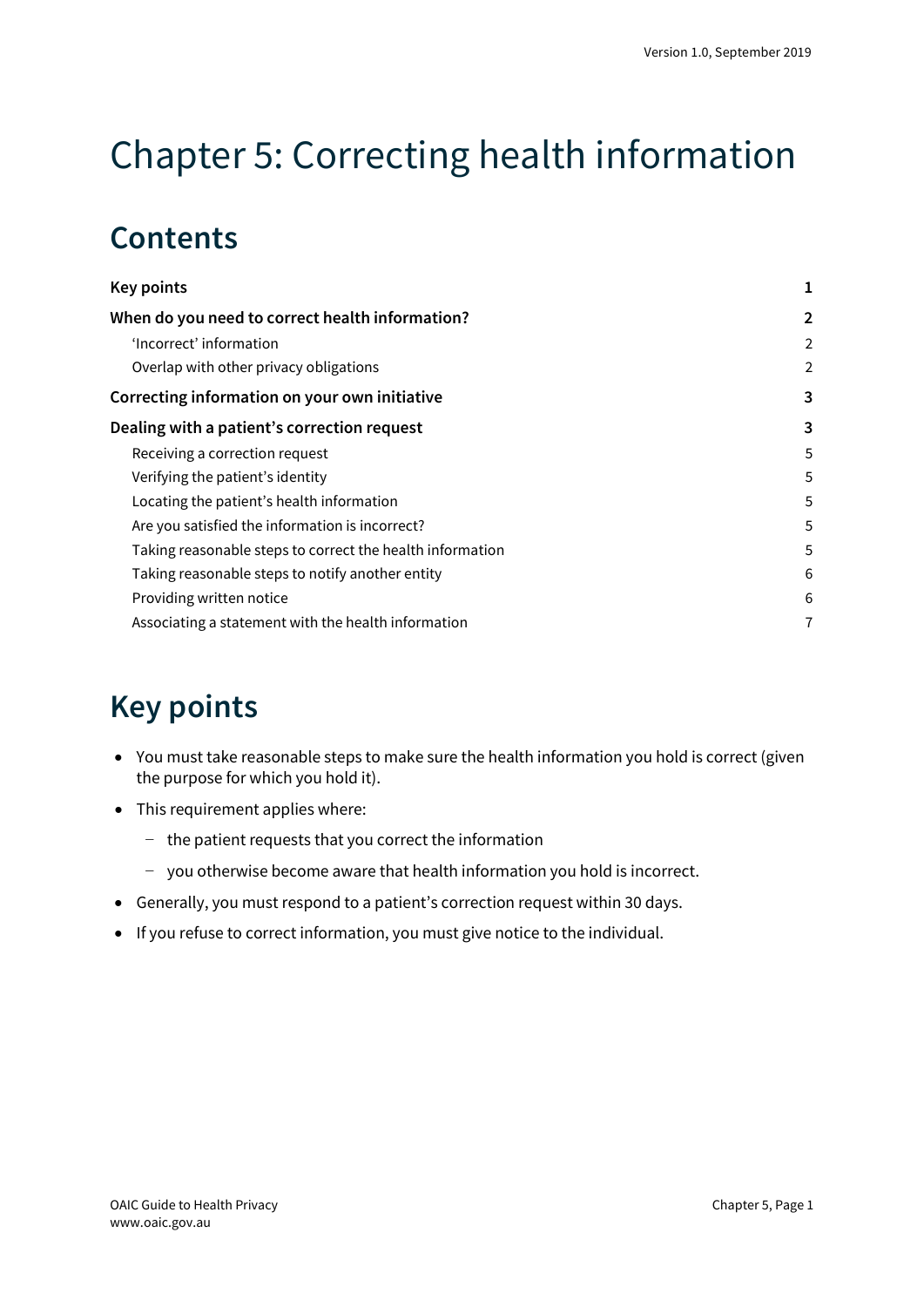# Chapter 5: Correcting health information

## Contents

| | |
|---|---|
| **Key points** | **1** |
| **When do you need to correct health information?** | **2** |
| 'Incorrect' information | 2 |
| Overlap with other privacy obligations | 2 |
| **Correcting information on your own initiative** | **3** |
| **Dealing with a patient's correction request** | **3** |
| Receiving a correction request | 5 |
| Verifying the patient's identity | 5 |
| Locating the patient's health information | 5 |
| Are you satisfied the information is incorrect? | 5 |
| Taking reasonable steps to correct the health information | 5 |
| Taking reasonable steps to notify another entity | 6 |
| Providing written notice | 6 |
| Associating a statement with the health information | 7 |

## Key points

- You must take reasonable steps to make sure the health information you hold is correct (given the purpose for which you hold it).
- This requirement applies where:
  - the patient requests that you correct the information
  - you otherwise become aware that health information you hold is incorrect.
- Generally, you must respond to a patient's correction request within 30 days.
- If you refuse to correct information, you must give notice to the individual.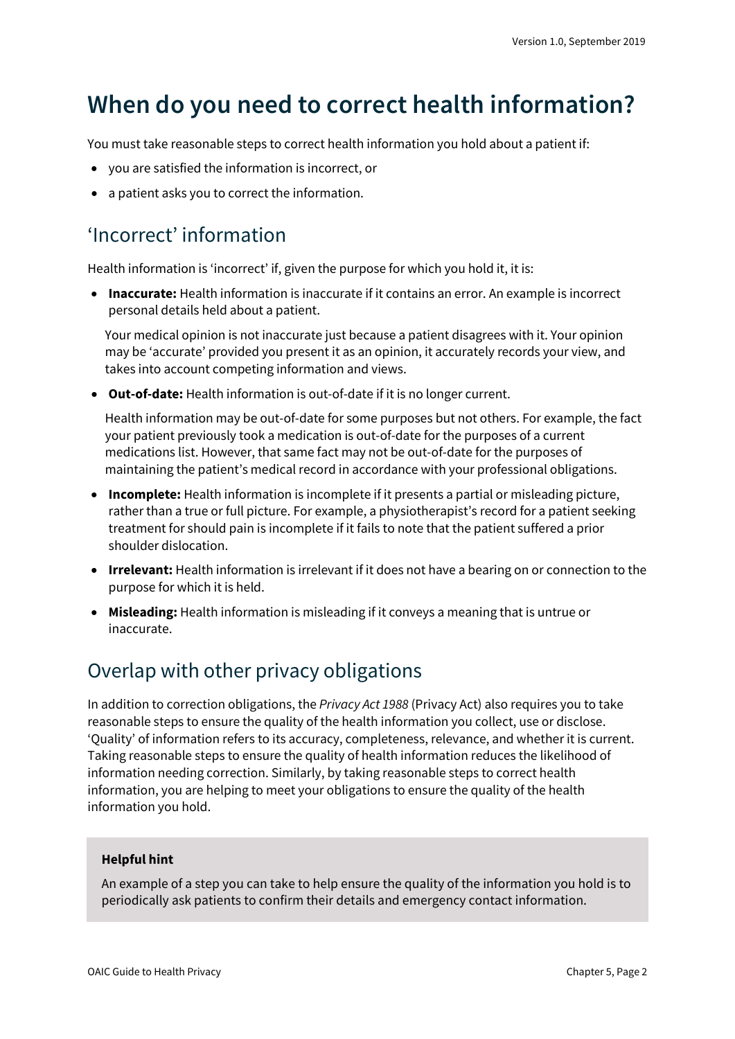# When do you need to correct health information?

You must take reasonable steps to correct health information you hold about a patient if:

- you are satisfied the information is incorrect, or
- a patient asks you to correct the information.

## 'Incorrect' information

Health information is 'incorrect' if, given the purpose for which you hold it, it is:

- **Inaccurate:** Health information is inaccurate if it contains an error. An example is incorrect personal details held about a patient.

  Your medical opinion is not inaccurate just because a patient disagrees with it. Your opinion may be 'accurate' provided you present it as an opinion, it accurately records your view, and takes into account competing information and views.

- **Out-of-date:** Health information is out-of-date if it is no longer current.

  Health information may be out-of-date for some purposes but not others. For example, the fact your patient previously took a medication is out-of-date for the purposes of a current medications list. However, that same fact may not be out-of-date for the purposes of maintaining the patient's medical record in accordance with your professional obligations.

- **Incomplete:** Health information is incomplete if it presents a partial or misleading picture, rather than a true or full picture. For example, a physiotherapist's record for a patient seeking treatment for should pain is incomplete if it fails to note that the patient suffered a prior shoulder dislocation.
- **Irrelevant:** Health information is irrelevant if it does not have a bearing on or connection to the purpose for which it is held.
- **Misleading:** Health information is misleading if it conveys a meaning that is untrue or inaccurate.

## Overlap with other privacy obligations

In addition to correction obligations, the *Privacy Act 1988* (Privacy Act) also requires you to take reasonable steps to ensure the quality of the health information you collect, use or disclose. 'Quality' of information refers to its accuracy, completeness, relevance, and whether it is current. Taking reasonable steps to ensure the quality of health information reduces the likelihood of information needing correction. Similarly, by taking reasonable steps to correct health information, you are helping to meet your obligations to ensure the quality of the health information you hold.

**Helpful hint**

An example of a step you can take to help ensure the quality of the information you hold is to periodically ask patients to confirm their details and emergency contact information.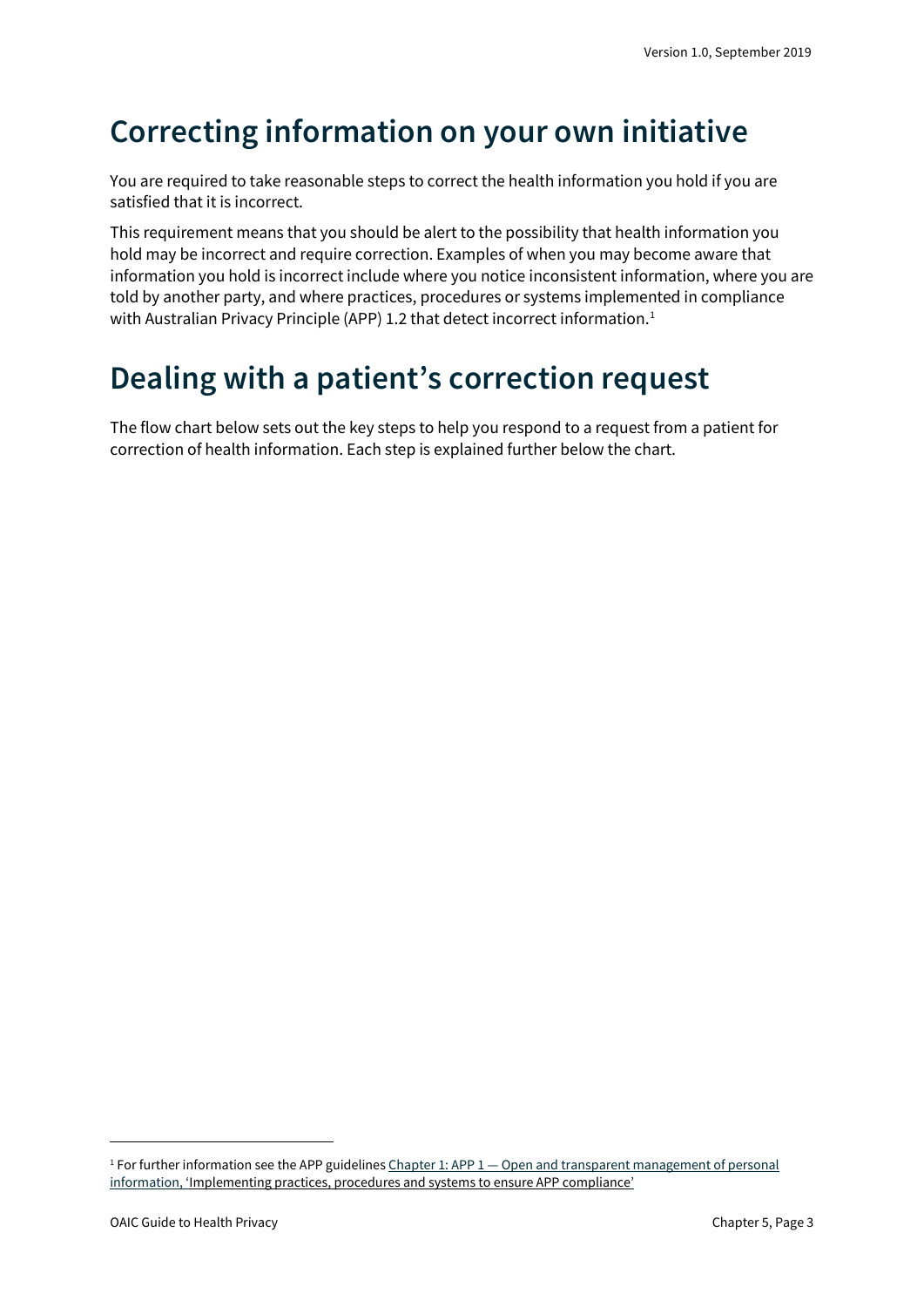## Correcting information on your own initiative

You are required to take reasonable steps to correct the health information you hold if you are satisfied that it is incorrect.

This requirement means that you should be alert to the possibility that health information you hold may be incorrect and require correction. Examples of when you may become aware that information you hold is incorrect include where you notice inconsistent information, where you are told by another party, and where practices, procedures or systems implemented in compliance with Australian Privacy Principle (APP) 1.2 that detect incorrect information.[1]

## Dealing with a patient's correction request

The flow chart below sets out the key steps to help you respond to a request from a patient for correction of health information. Each step is explained further below the chart.

[1] For further information see the APP guidelines Chapter 1: APP 1 — Open and transparent management of personal information, 'Implementing practices, procedures and systems to ensure APP compliance'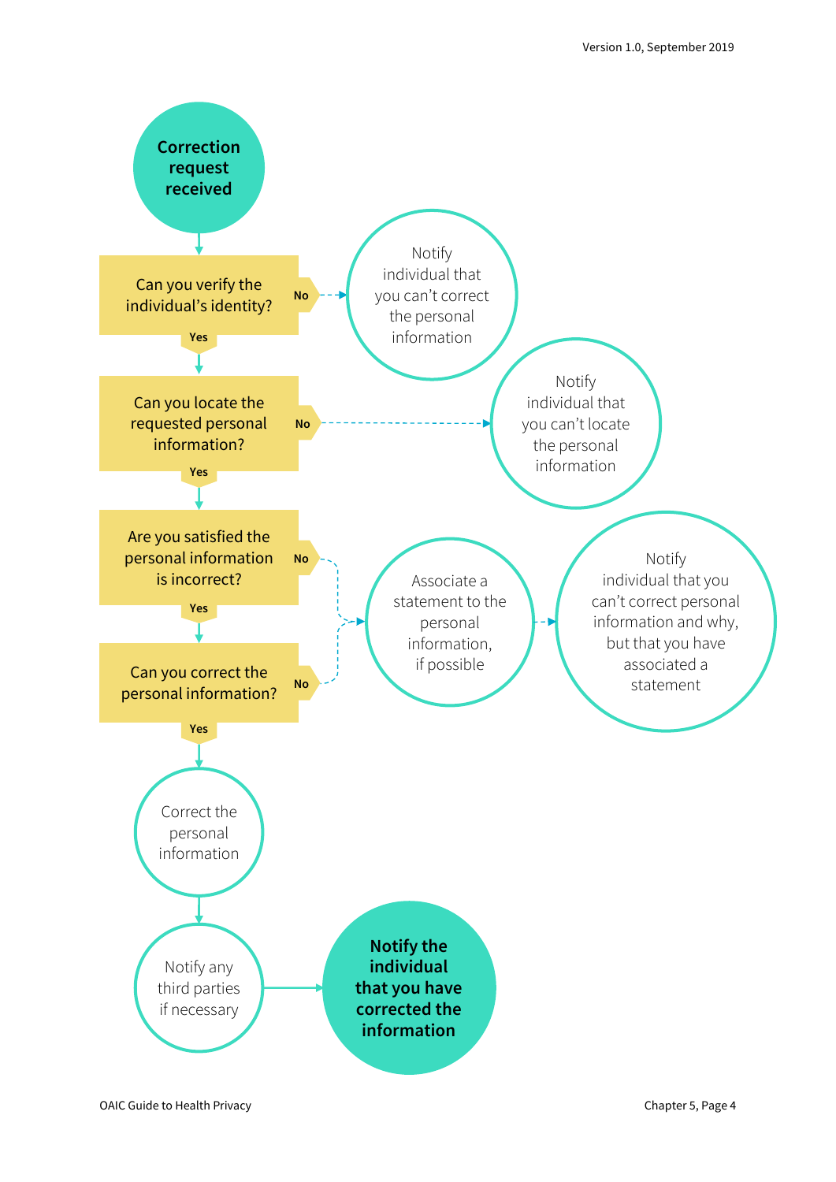Correction request received

Can you verify the individual's identity?

No

Notify individual that you can't correct the personal information

Yes

Can you locate the requested personal information?

No

Notify individual that you can't locate the personal information

Yes

Are you satisfied the personal information is incorrect?

No

Associate a statement to the personal information, if possible

Notify individual that you can't correct personal information and why, but that you have associated a statement

Yes

Can you correct the personal information?

No

Yes

Correct the personal information

Notify any third parties if necessary

Notify the individual that you have corrected the information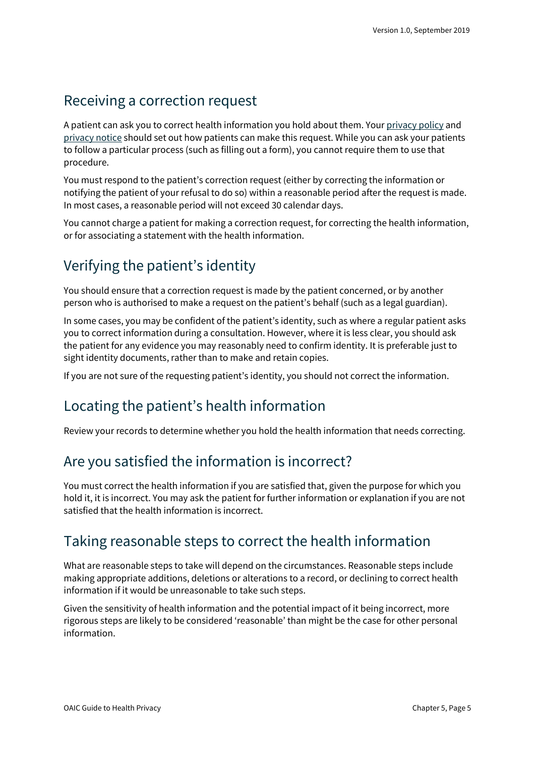## Receiving a correction request

A patient can ask you to correct health information you hold about them. Your privacy policy and privacy notice should set out how patients can make this request. While you can ask your patients to follow a particular process (such as filling out a form), you cannot require them to use that procedure.

You must respond to the patient's correction request (either by correcting the information or notifying the patient of your refusal to do so) within a reasonable period after the request is made. In most cases, a reasonable period will not exceed 30 calendar days.

You cannot charge a patient for making a correction request, for correcting the health information, or for associating a statement with the health information.

## Verifying the patient's identity

You should ensure that a correction request is made by the patient concerned, or by another person who is authorised to make a request on the patient's behalf (such as a legal guardian).

In some cases, you may be confident of the patient's identity, such as where a regular patient asks you to correct information during a consultation. However, where it is less clear, you should ask the patient for any evidence you may reasonably need to confirm identity. It is preferable just to sight identity documents, rather than to make and retain copies.

If you are not sure of the requesting patient's identity, you should not correct the information.

## Locating the patient's health information

Review your records to determine whether you hold the health information that needs correcting.

## Are you satisfied the information is incorrect?

You must correct the health information if you are satisfied that, given the purpose for which you hold it, it is incorrect. You may ask the patient for further information or explanation if you are not satisfied that the health information is incorrect.

## Taking reasonable steps to correct the health information

What are reasonable steps to take will depend on the circumstances. Reasonable steps include making appropriate additions, deletions or alterations to a record, or declining to correct health information if it would be unreasonable to take such steps.

Given the sensitivity of health information and the potential impact of it being incorrect, more rigorous steps are likely to be considered 'reasonable' than might be the case for other personal information.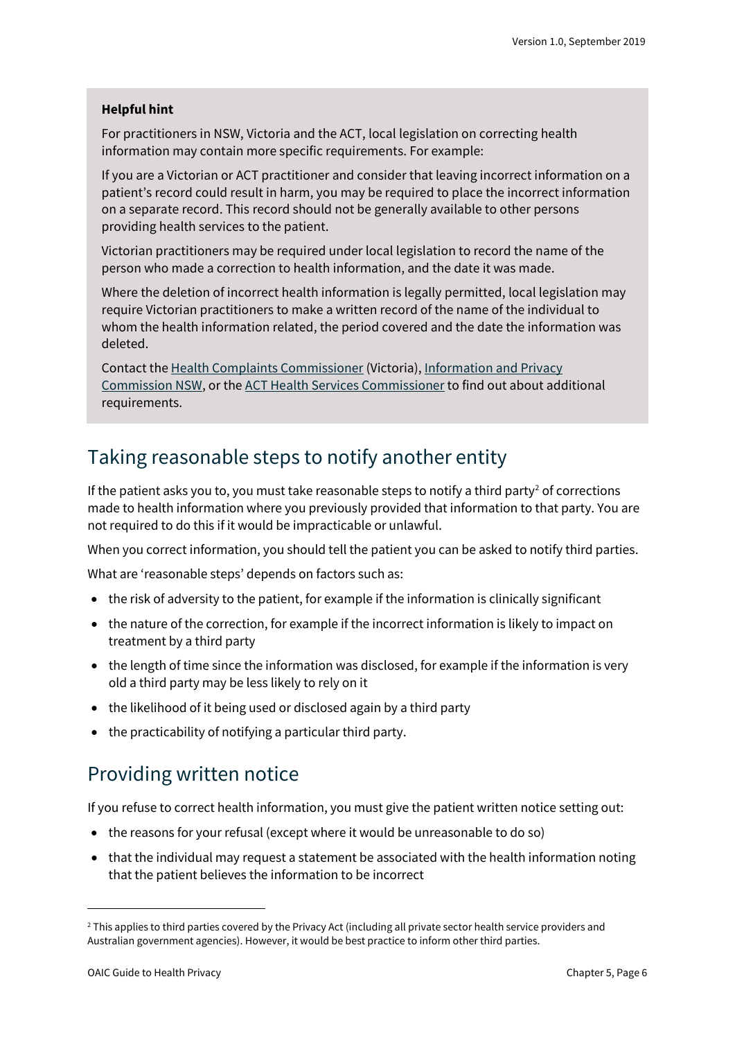**Helpful hint**

For practitioners in NSW, Victoria and the ACT, local legislation on correcting health information may contain more specific requirements. For example:

If you are a Victorian or ACT practitioner and consider that leaving incorrect information on a patient's record could result in harm, you may be required to place the incorrect information on a separate record. This record should not be generally available to other persons providing health services to the patient.

Victorian practitioners may be required under local legislation to record the name of the person who made a correction to health information, and the date it was made.

Where the deletion of incorrect health information is legally permitted, local legislation may require Victorian practitioners to make a written record of the name of the individual to whom the health information related, the period covered and the date the information was deleted.

Contact the Health Complaints Commissioner (Victoria), Information and Privacy Commission NSW, or the ACT Health Services Commissioner to find out about additional requirements.

## Taking reasonable steps to notify another entity

If the patient asks you to, you must take reasonable steps to notify a third party[2] of corrections made to health information where you previously provided that information to that party. You are not required to do this if it would be impracticable or unlawful.

When you correct information, you should tell the patient you can be asked to notify third parties.

What are 'reasonable steps' depends on factors such as:

- the risk of adversity to the patient, for example if the information is clinically significant
- the nature of the correction, for example if the incorrect information is likely to impact on treatment by a third party
- the length of time since the information was disclosed, for example if the information is very old a third party may be less likely to rely on it
- the likelihood of it being used or disclosed again by a third party
- the practicability of notifying a particular third party.

## Providing written notice

If you refuse to correct health information, you must give the patient written notice setting out:

- the reasons for your refusal (except where it would be unreasonable to do so)
- that the individual may request a statement be associated with the health information noting that the patient believes the information to be incorrect

[2] This applies to third parties covered by the Privacy Act (including all private sector health service providers and Australian government agencies). However, it would be best practice to inform other third parties.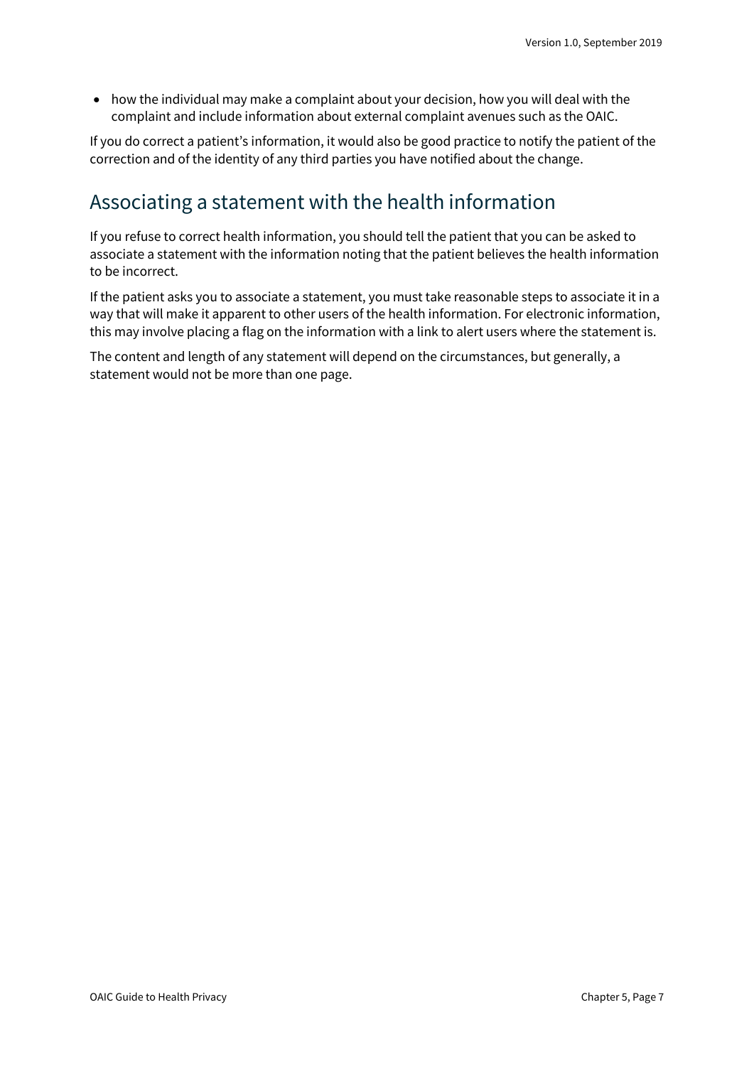- how the individual may make a complaint about your decision, how you will deal with the complaint and include information about external complaint avenues such as the OAIC.

If you do correct a patient's information, it would also be good practice to notify the patient of the correction and of the identity of any third parties you have notified about the change.

## Associating a statement with the health information

If you refuse to correct health information, you should tell the patient that you can be asked to associate a statement with the information noting that the patient believes the health information to be incorrect.

If the patient asks you to associate a statement, you must take reasonable steps to associate it in a way that will make it apparent to other users of the health information. For electronic information, this may involve placing a flag on the information with a link to alert users where the statement is.

The content and length of any statement will depend on the circumstances, but generally, a statement would not be more than one page.